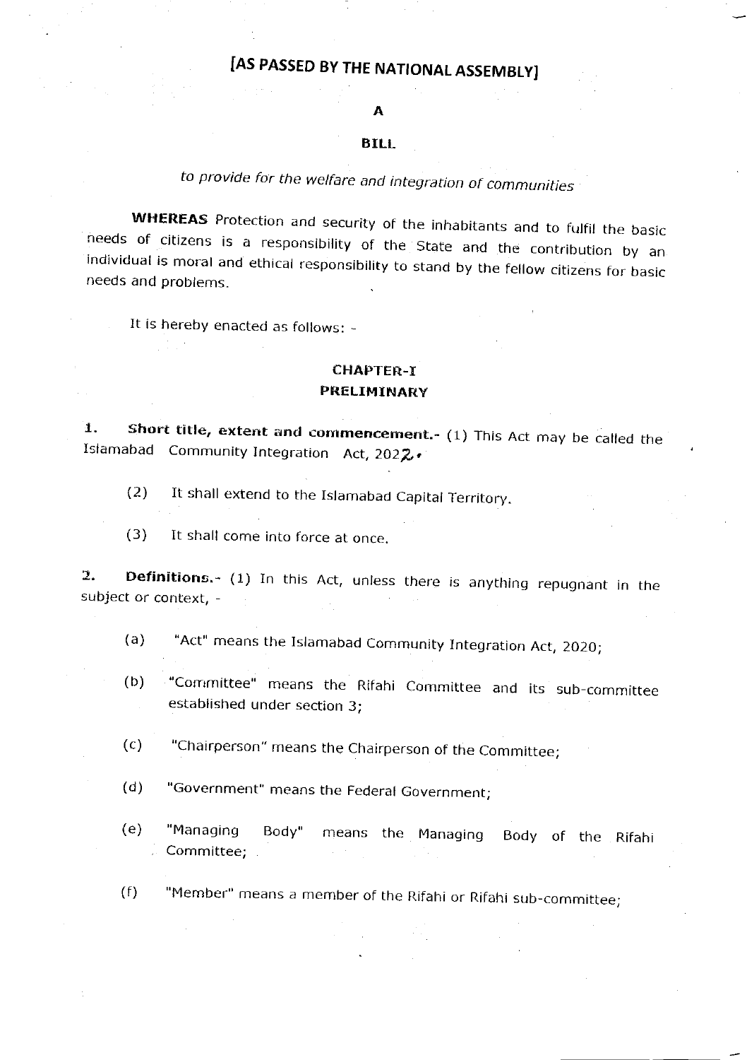# [AS PASSED BY THE NATIONAL ASSEMBLY]

**A**

**BILL**

*to provide for the welfare and integration of communities*

**WHEREAS** Protection and security of the inhabitants and to fulfil the basic needs of citizens is a responsibility of the State and the contribution by an individual is moral and ethical responsibility to stand by the fellow citizens for basic needs and problems.

It is hereby enacted as follows: -

## CHAPTER-I
## PRELIMINARY

**1. Short title, extent and commencement.**- (1) This Act may be called the Islamabad Community Integration Act, 2022.

(2) It shall extend to the Islamabad Capital Territory.

(3) It shall come into force at once.

**2. Definitions.**- (1) In this Act, unless there is anything repugnant in the subject or context, -

(a) "Act" means the Islamabad Community Integration Act, 2020;

(b) "Committee" means the Rifahi Committee and its sub-committee established under section 3;

(c) "Chairperson" means the Chairperson of the Committee;

(d) "Government" means the Federal Government;

(e) "Managing Body" means the Managing Body of the Rifahi Committee;

(f) "Member" means a member of the Rifahi or Rifahi sub-committee;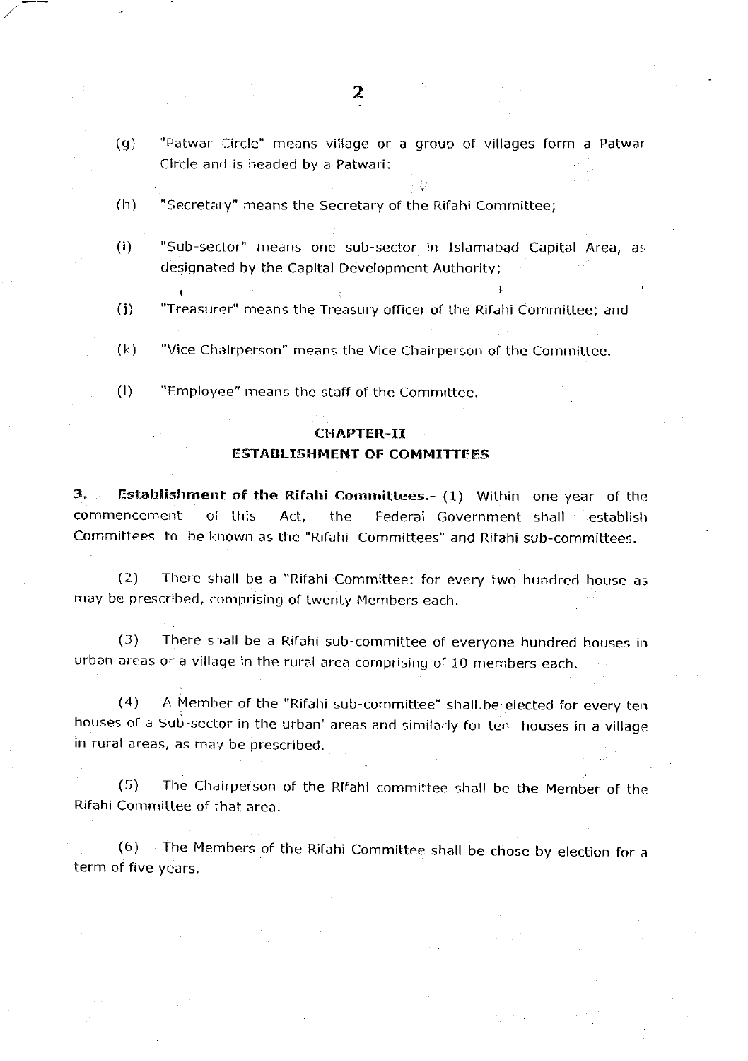(g) "Patwar Circle" means village or a group of villages form a Patwar Circle and is headed by a Patwari:

(h) "Secretary" means the Secretary of the Rifahi Committee;

(i) "Sub-sector" means one sub-sector in Islamabad Capital Area, as designated by the Capital Development Authority;

(j) "Treasurer" means the Treasury officer of the Rifahi Committee; and

(k) "Vice Chairperson" means the Vice Chairperson of the Committee.

(l) "Employee" means the staff of the Committee.

## CHAPTER-II
## ESTABLISHMENT OF COMMITTEES

**3. Establishment of the Rifahi Committees.**- (1) Within one year of the commencement of this Act, the Federal Government shall establish Committees to be known as the "Rifahi Committees" and Rifahi sub-committees.

(2) There shall be a "Rifahi Committee: for every two hundred house as may be prescribed, comprising of twenty Members each.

(3) There shall be a Rifahi sub-committee of everyone hundred houses in urban areas or a village in the rural area comprising of 10 members each.

(4) A Member of the "Rifahi sub-committee" shall.be elected for every ten houses of a Sub-sector in the urban' areas and similarly for ten -houses in a village in rural areas, as may be prescribed.

(5) The Chairperson of the Rifahi committee shall be the Member of the Rifahi Committee of that area.

(6) The Members of the Rifahi Committee shall be chose by election for a term of five years.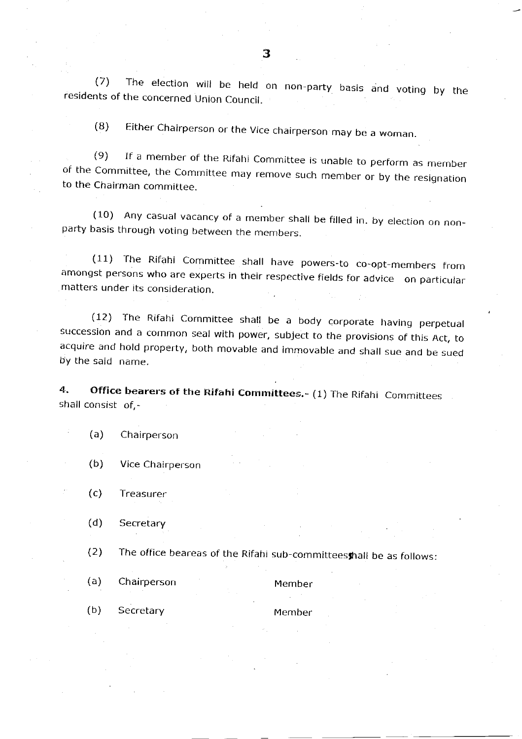(7) The election will be held on non-party basis and voting by the residents of the concerned Union Council.

(8) Either Chairperson or the Vice chairperson may be a woman.

(9) If a member of the Rifahi Committee is unable to perform as member of the Committee, the Committee may remove such member or by the resignation to the Chairman committee.

(10) Any casual vacancy of a member shall be filled in. by election on non-party basis through voting between the members.

(11) The Rifahi Committee shall have powers-to co-opt-members from amongst persons who are experts in their respective fields for advice on particular matters under its consideration.

(12) The Rifahi Committee shall be a body corporate having perpetual succession and a common seal with power, subject to the provisions of this Act, to acquire and hold property, both movable and immovable and shall sue and be sued by the said name.

**4. Office bearers of the Rifahi Committees.-** (1) The Rifahi Committees shall consist of,-

(a) Chairperson

(b) Vice Chairperson

(c) Treasurer

(d) Secretary

(2) The office beareas of the Rifahi sub-committeesshall be as follows:

(a) Chairperson Member

(b) Secretary Member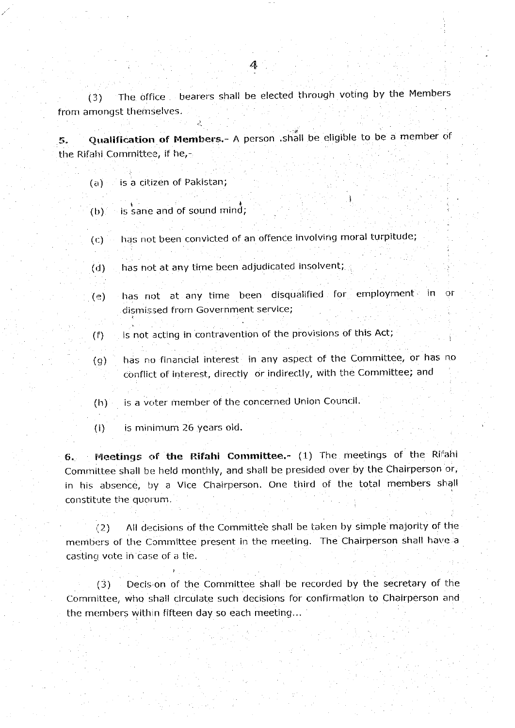(3) The office bearers shall be elected through voting by the Members from amongst themselves.

**5. Qualification of Members.-** A person shall be eligible to be a member of the Rifahi Committee, if he,-

(a) is a citizen of Pakistan;

(b) is sane and of sound mind;

(c) has not been convicted of an offence involving moral turpitude;

(d) has not at any time been adjudicated insolvent;

(e) has not at any time been disqualified for employment in or dismissed from Government service;

(f) is not acting in contravention of the provisions of this Act;

(g) has no financial interest in any aspect of the Committee, or has no conflict of interest, directly or indirectly, with the Committee; and

(h) is a voter member of the concerned Union Council.

(i) is minimum 26 years old.

**6. Meetings of the Rifahi Committee.-** (1) The meetings of the Rifahi Committee shall be held monthly, and shall be presided over by the Chairperson or, in his absence, by a Vice Chairperson. One third of the total members shall constitute the quorum.

(2) All decisions of the Committee shall be taken by simple majority of the members of the Committee present in the meeting. The Chairperson shall have a casting vote in case of a tie.

(3) Decision of the Committee shall be recorded by the secretary of the Committee, who shall circulate such decisions for confirmation to Chairperson and the members within fifteen day so each meeting...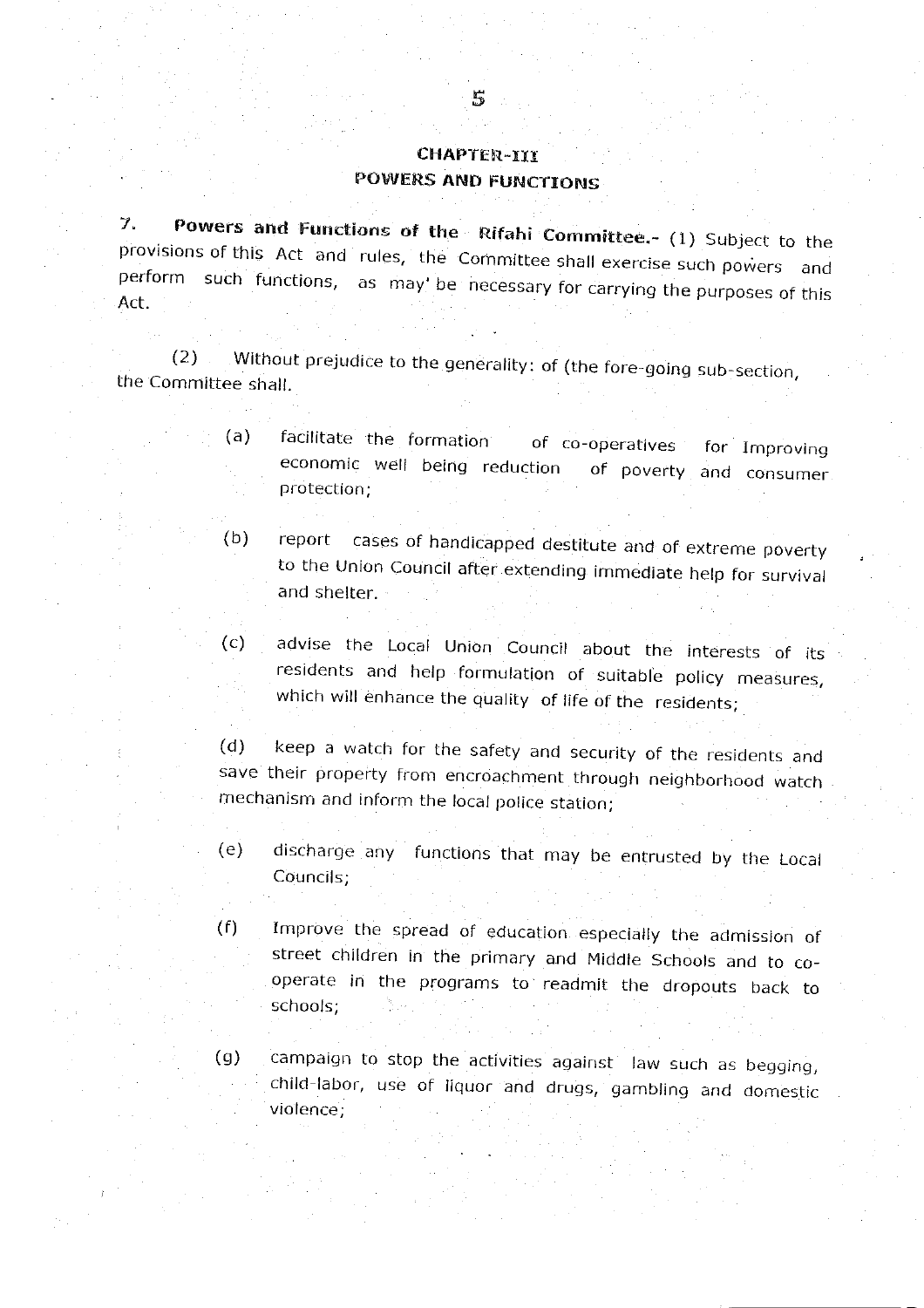## CHAPTER-III
## POWERS AND FUNCTIONS

**7. Powers and Functions of the Rifahi Committee.-** (1) Subject to the provisions of this Act and rules, the Committee shall exercise such powers and perform such functions, as may' be necessary for carrying the purposes of this Act.

(2) Without prejudice to the generality: of (the fore-going sub-section, the Committee shall.

(a) facilitate the formation of co-operatives for Improving economic well being reduction of poverty and consumer protection;

(b) report cases of handicapped destitute and of extreme poverty to the Union Council after extending immediate help for survival and shelter.

(c) advise the Local Union Council about the interests of its residents and help formulation of suitable policy measures, which will enhance the quality of life of the residents;

(d) keep a watch for the safety and security of the residents and save their property from encroachment through neighborhood watch mechanism and inform the local police station;

(e) discharge any functions that may be entrusted by the Local Councils;

(f) Improve the spread of education especially the admission of street children in the primary and Middle Schools and to co-operate in the programs to readmit the dropouts back to schools;

(g) campaign to stop the activities against law such as begging, child-labor, use of liquor and drugs, gambling and domestic violence;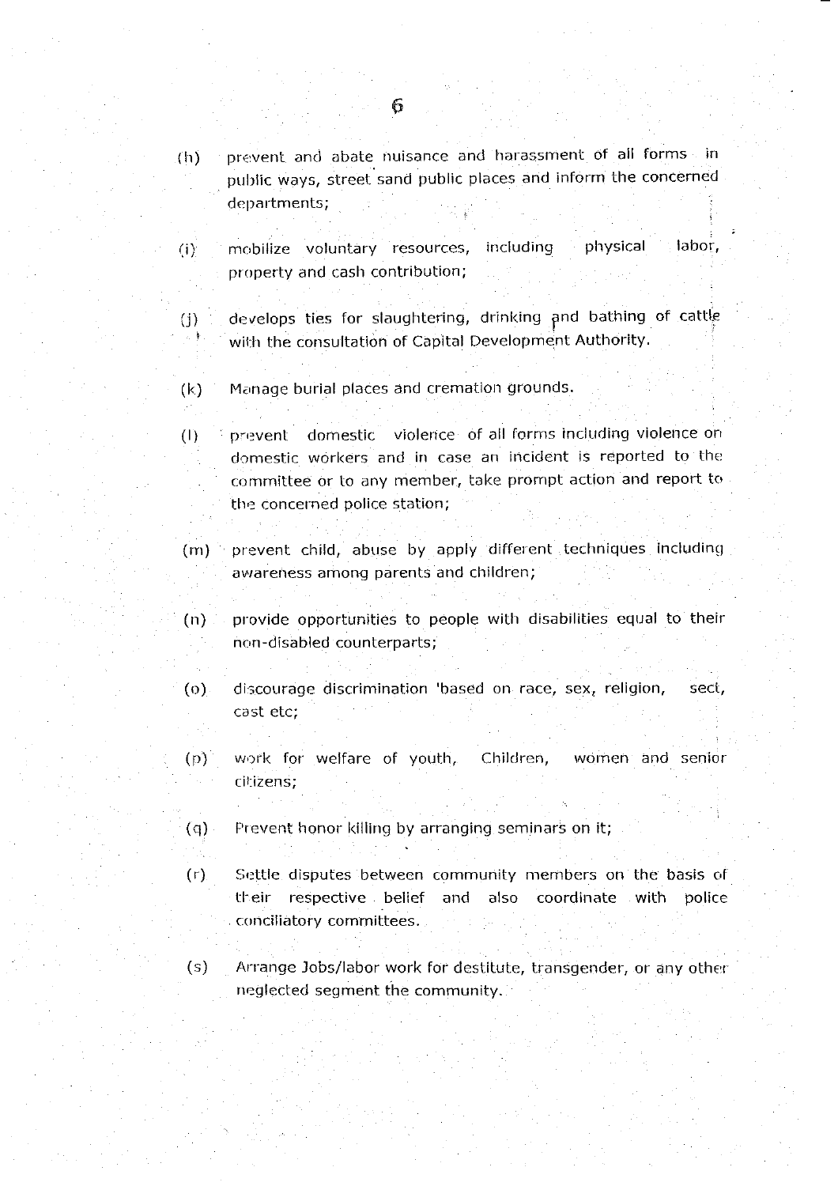(h) prevent and abate nuisance and harassment of all forms in public ways, street sand public places and inform the concerned departments;

(i) mobilize voluntary resources, including physical labor, property and cash contribution;

(j) develops ties for slaughtering, drinking and bathing of cattle with the consultation of Capital Development Authority.

(k) Manage burial places and cremation grounds.

(l) prevent domestic violence of all forms including violence on domestic workers and in case an incident is reported to the committee or to any member, take prompt action and report to the concerned police station;

(m) prevent child, abuse by apply different techniques including awareness among parents and children;

(n) provide opportunities to people with disabilities equal to their non-disabled counterparts;

(o) discourage discrimination 'based on race, sex, religion, sect, cast etc;

(p) work for welfare of youth, Children, women and senior citizens;

(q) Prevent honor killing by arranging seminars on it;

(r) Settle disputes between community members on the basis of their respective belief and also coordinate with police conciliatory committees.

(s) Arrange Jobs/labor work for destitute, transgender, or any other neglected segment the community.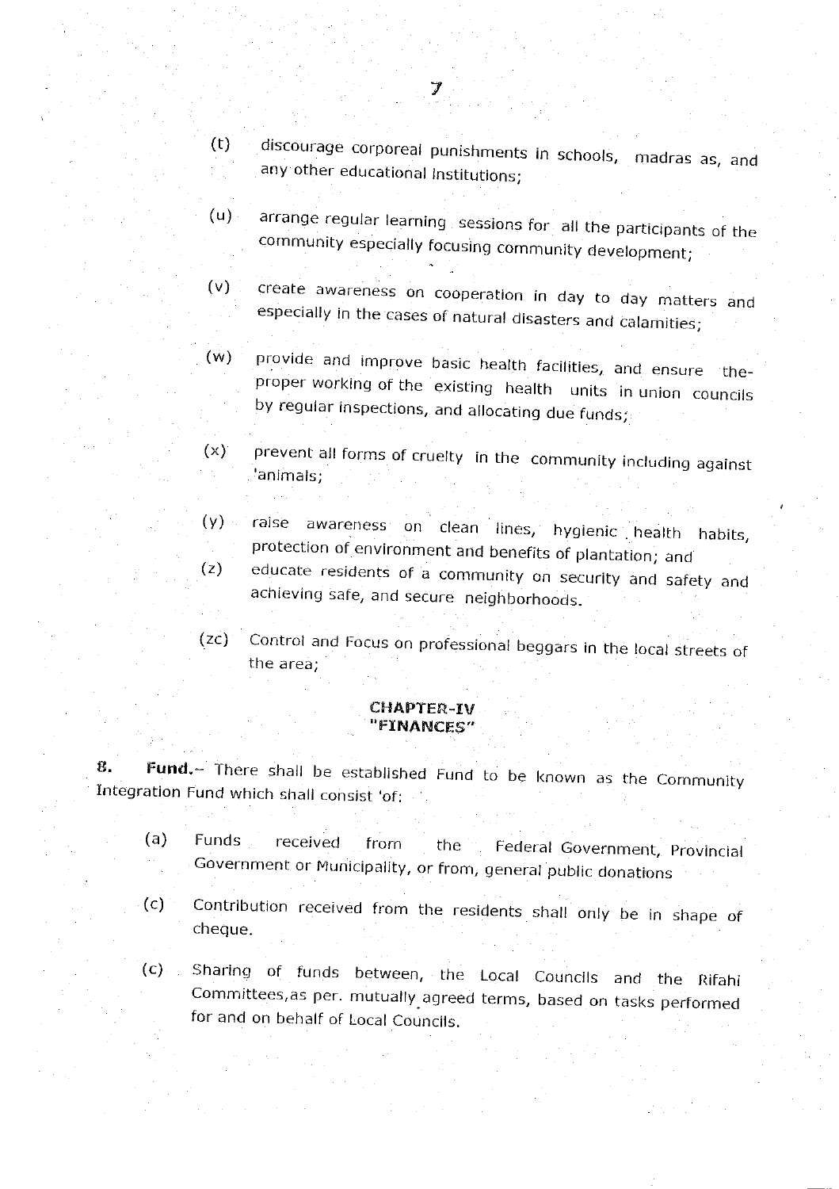(t) discourage corporeal punishments in schools, madras as, and any other educational institutions;

(u) arrange regular learning sessions for all the participants of the community especially focusing community development;

(v) create awareness on cooperation in day to day matters and especially in the cases of natural disasters and calamities;

(w) provide and improve basic health facilities, and ensure the-proper working of the existing health units in union councils by regular inspections, and allocating due funds;

(x) prevent all forms of cruelty in the community including against 'animals;

(y) raise awareness on clean lines, hygienic health habits, protection of environment and benefits of plantation; and

(z) educate residents of a community on security and safety and achieving safe, and secure neighborhoods.

(zc) Control and Focus on professional beggars in the local streets of the area;

## CHAPTER-IV
## "FINANCES"

**8. Fund.**- There shall be established Fund to be known as the Community Integration Fund which shall consist 'of:

(a) Funds received from the Federal Government, Provincial Government or Municipality, or from, general public donations

(c) Contribution received from the residents shall only be in shape of cheque.

(c) Sharing of funds between, the Local Councils and the Rifahi Committees,as per. mutually agreed terms, based on tasks performed for and on behalf of Local Councils.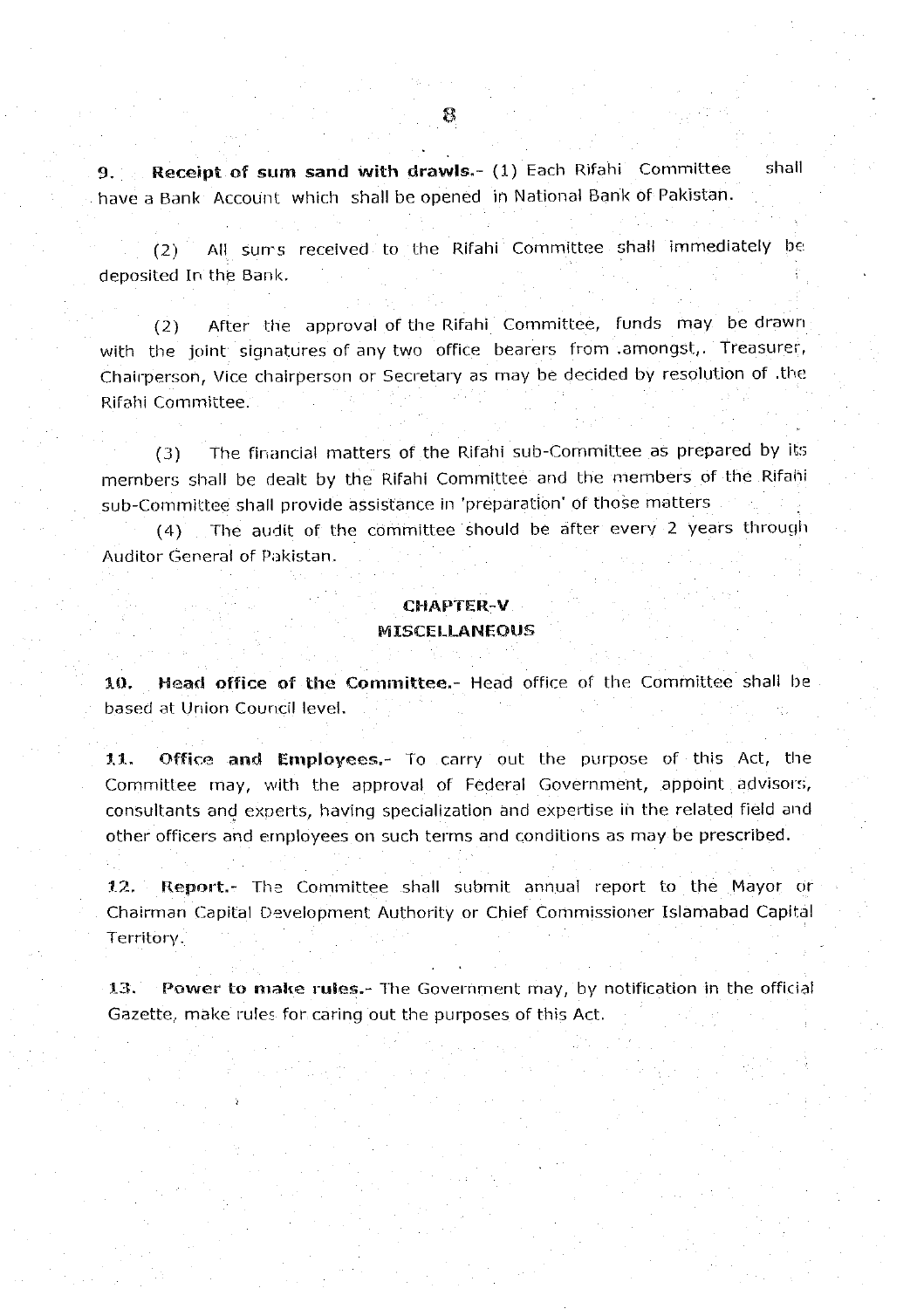**9. Receipt of sum sand with drawls.-** (1) Each Rifahi Committee shall have a Bank Account which shall be opened in National Bank of Pakistan.

(2) All sums received to the Rifahi Committee shall immediately be deposited In the Bank.

(2) After the approval of the Rifahi Committee, funds may be drawn with the joint signatures of any two office bearers from .amongst,. Treasurer, Chairperson, Vice chairperson or Secretary as may be decided by resolution of .the Rifahi Committee.

(3) The financial matters of the Rifahi sub-Committee as prepared by its members shall be dealt by the Rifahi Committee and the members of the Rifahi sub-Committee shall provide assistance in 'preparation' of those matters

(4) The audit of the committee should be after every 2 years through Auditor General of Pakistan.

## CHAPTER-V
## MISCELLANEOUS

**10. Head office of the Committee.-** Head office of the Committee shall be based at Union Council level.

**11. Office and Employees.-** To carry out the purpose of this Act, the Committee may, with the approval of Federal Government, appoint advisors, consultants and experts, having specialization and expertise in the related field and other officers and employees on such terms and conditions as may be prescribed.

**12. Report.-** The Committee shall submit annual report to the Mayor or Chairman Capital Development Authority or Chief Commissioner Islamabad Capital Territory.

**13. Power to make rules.-** The Government may, by notification in the official Gazette, make rules for caring out the purposes of this Act.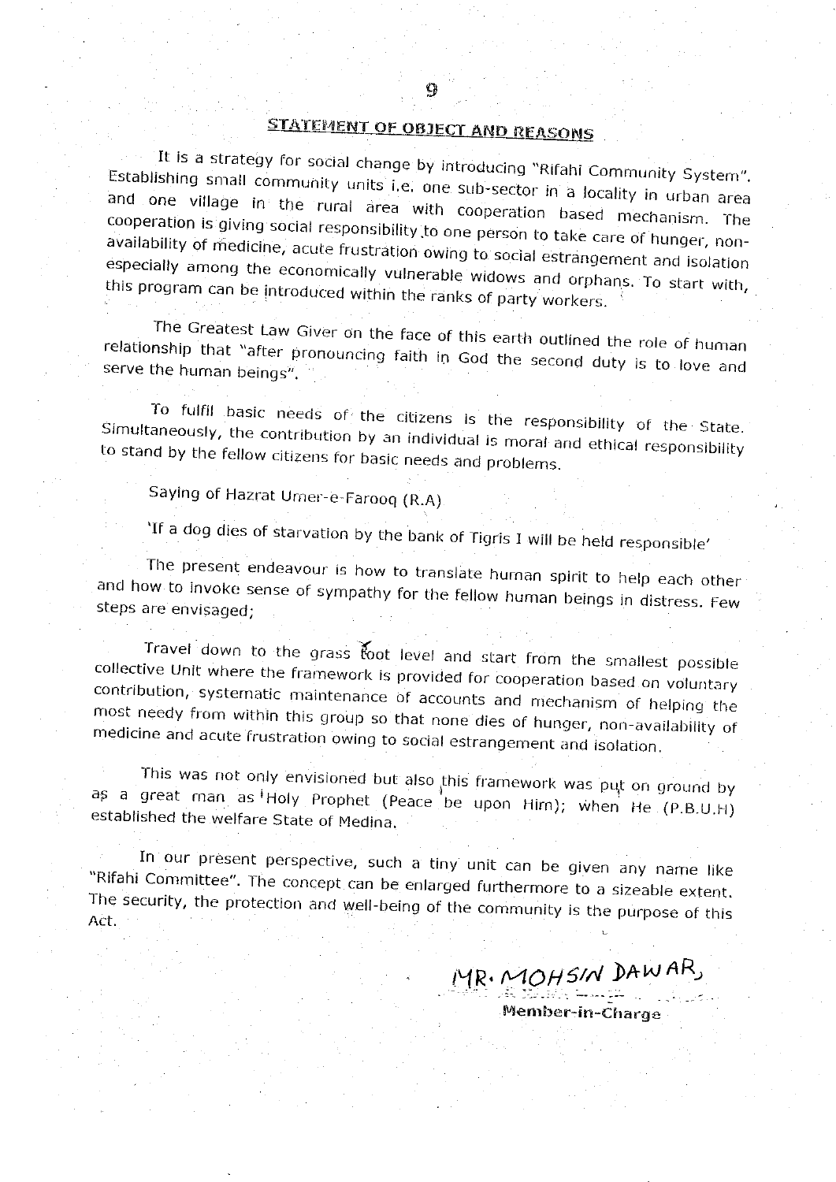## STATEMENT OF OBJECT AND REASONS

It is a strategy for social change by introducing "Rifahi Community System". Establishing small community units i.e. one sub-sector in a locality in urban area and one village in the rural area with cooperation based mechanism. The cooperation is giving social responsibility to one person to take care of hunger, non-availability of medicine, acute frustration owing to social estrangement and isolation especially among the economically vulnerable widows and orphans. To start with, this program can be introduced within the ranks of party workers.

The Greatest Law Giver on the face of this earth outlined the role of human relationship that "after pronouncing faith in God the second duty is to love and serve the human beings".

To fulfil basic needs of the citizens is the responsibility of the State. Simultaneously, the contribution by an individual is moral and ethical responsibility to stand by the fellow citizens for basic needs and problems.

Saying of Hazrat Umer-e-Farooq (R.A)

'If a dog dies of starvation by the bank of Tigris I will be held responsible'

The present endeavour is how to translate human spirit to help each other and how to invoke sense of sympathy for the fellow human beings in distress. Few steps are envisaged;

Travel down to the grass root level and start from the smallest possible collective Unit where the framework is provided for cooperation based on voluntary contribution, systematic maintenance of accounts and mechanism of helping the most needy from within this group so that none dies of hunger, non-availability of medicine and acute frustration owing to social estrangement and isolation.

This was not only envisioned but also this framework was put on ground by as a great man as Holy Prophet (Peace be upon Him); when He (P.B.U.H) established the welfare State of Medina.

In our present perspective, such a tiny unit can be given any name like "Rifahi Committee". The concept can be enlarged furthermore to a sizeable extent. The security, the protection and well-being of the community is the purpose of this Act.

MR. MOHSIN DAWAR,
**Member-in-Charge**